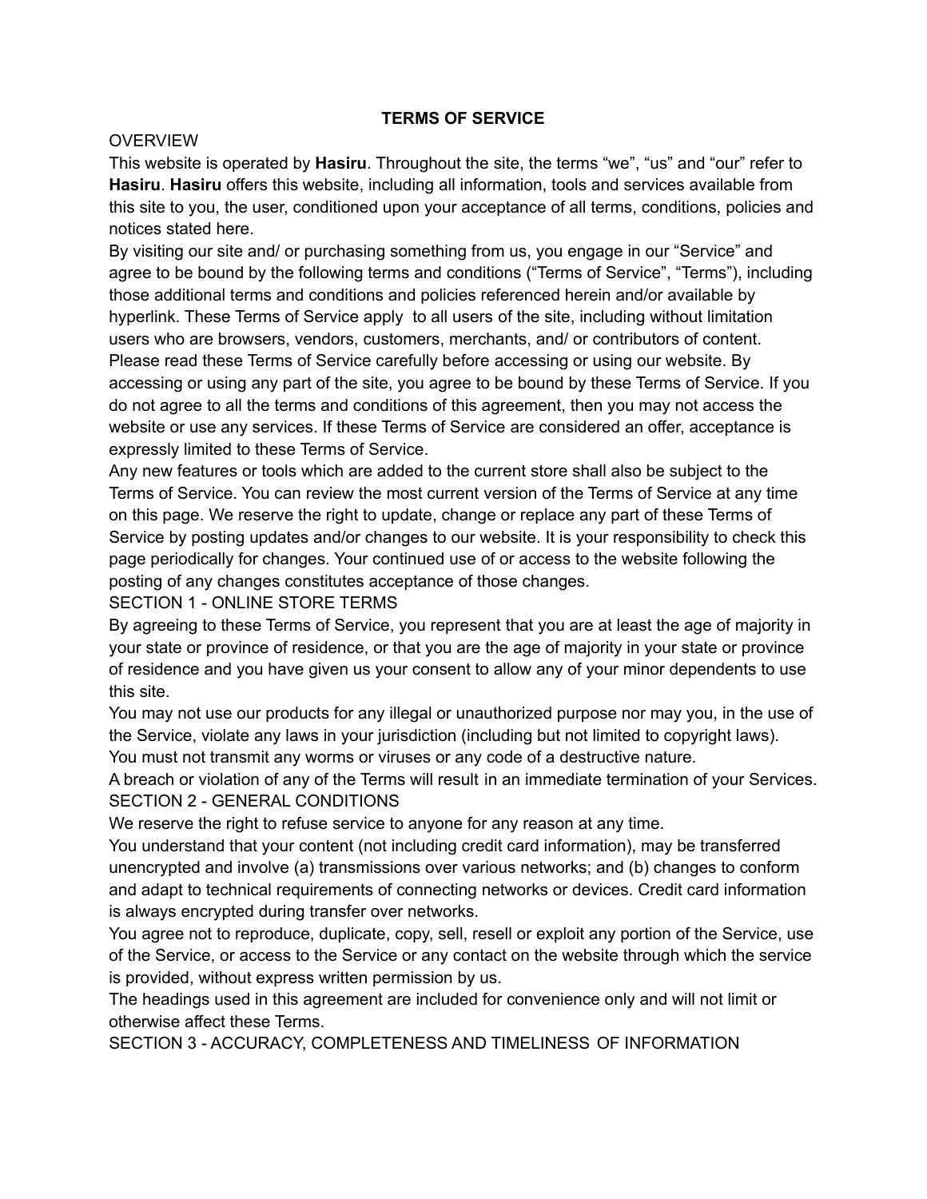# TERMS OF SERVICE

OVERVIEW

This website is operated by **Hasiru**. Throughout the site, the terms “we”, “us” and “our” refer to **Hasiru**. **Hasiru** offers this website, including all information, tools and services available from this site to you, the user, conditioned upon your acceptance of all terms, conditions, policies and notices stated here.

By visiting our site and/ or purchasing something from us, you engage in our “Service” and agree to be bound by the following terms and conditions (“Terms of Service”, “Terms”), including those additional terms and conditions and policies referenced herein and/or available by hyperlink. These Terms of Service apply to all users of the site, including without limitation users who are browsers, vendors, customers, merchants, and/ or contributors of content.

Please read these Terms of Service carefully before accessing or using our website. By accessing or using any part of the site, you agree to be bound by these Terms of Service. If you do not agree to all the terms and conditions of this agreement, then you may not access the website or use any services. If these Terms of Service are considered an offer, acceptance is expressly limited to these Terms of Service.

Any new features or tools which are added to the current store shall also be subject to the Terms of Service. You can review the most current version of the Terms of Service at any time on this page. We reserve the right to update, change or replace any part of these Terms of Service by posting updates and/or changes to our website. It is your responsibility to check this page periodically for changes. Your continued use of or access to the website following the posting of any changes constitutes acceptance of those changes.

SECTION 1 - ONLINE STORE TERMS

By agreeing to these Terms of Service, you represent that you are at least the age of majority in your state or province of residence, or that you are the age of majority in your state or province of residence and you have given us your consent to allow any of your minor dependents to use this site.

You may not use our products for any illegal or unauthorized purpose nor may you, in the use of the Service, violate any laws in your jurisdiction (including but not limited to copyright laws).

You must not transmit any worms or viruses or any code of a destructive nature.

A breach or violation of any of the Terms will result in an immediate termination of your Services.

SECTION 2 - GENERAL CONDITIONS

We reserve the right to refuse service to anyone for any reason at any time.

You understand that your content (not including credit card information), may be transferred unencrypted and involve (a) transmissions over various networks; and (b) changes to conform and adapt to technical requirements of connecting networks or devices. Credit card information is always encrypted during transfer over networks.

You agree not to reproduce, duplicate, copy, sell, resell or exploit any portion of the Service, use of the Service, or access to the Service or any contact on the website through which the service is provided, without express written permission by us.

The headings used in this agreement are included for convenience only and will not limit or otherwise affect these Terms.

SECTION 3 - ACCURACY, COMPLETENESS AND TIMELINESS OF INFORMATION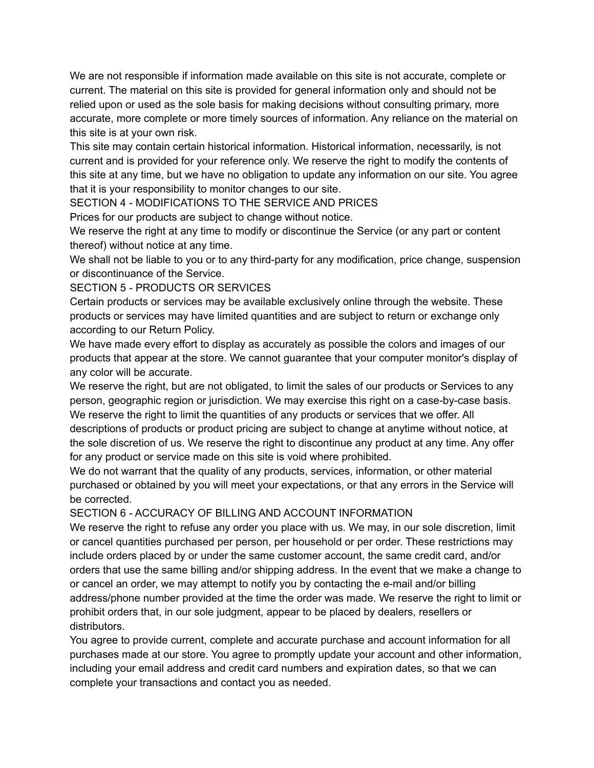We are not responsible if information made available on this site is not accurate, complete or current. The material on this site is provided for general information only and should not be relied upon or used as the sole basis for making decisions without consulting primary, more accurate, more complete or more timely sources of information. Any reliance on the material on this site is at your own risk.

This site may contain certain historical information. Historical information, necessarily, is not current and is provided for your reference only. We reserve the right to modify the contents of this site at any time, but we have no obligation to update any information on our site. You agree that it is your responsibility to monitor changes to our site.

## SECTION 4 - MODIFICATIONS TO THE SERVICE AND PRICES

Prices for our products are subject to change without notice.

We reserve the right at any time to modify or discontinue the Service (or any part or content thereof) without notice at any time.

We shall not be liable to you or to any third-party for any modification, price change, suspension or discontinuance of the Service.

## SECTION 5 - PRODUCTS OR SERVICES

Certain products or services may be available exclusively online through the website. These products or services may have limited quantities and are subject to return or exchange only according to our Return Policy.

We have made every effort to display as accurately as possible the colors and images of our products that appear at the store. We cannot guarantee that your computer monitor's display of any color will be accurate.

We reserve the right, but are not obligated, to limit the sales of our products or Services to any person, geographic region or jurisdiction. We may exercise this right on a case-by-case basis. We reserve the right to limit the quantities of any products or services that we offer. All descriptions of products or product pricing are subject to change at anytime without notice, at the sole discretion of us. We reserve the right to discontinue any product at any time. Any offer for any product or service made on this site is void where prohibited.

We do not warrant that the quality of any products, services, information, or other material purchased or obtained by you will meet your expectations, or that any errors in the Service will be corrected.

## SECTION 6 - ACCURACY OF BILLING AND ACCOUNT INFORMATION

We reserve the right to refuse any order you place with us. We may, in our sole discretion, limit or cancel quantities purchased per person, per household or per order. These restrictions may include orders placed by or under the same customer account, the same credit card, and/or orders that use the same billing and/or shipping address. In the event that we make a change to or cancel an order, we may attempt to notify you by contacting the e-mail and/or billing address/phone number provided at the time the order was made. We reserve the right to limit or prohibit orders that, in our sole judgment, appear to be placed by dealers, resellers or distributors.

You agree to provide current, complete and accurate purchase and account information for all purchases made at our store. You agree to promptly update your account and other information, including your email address and credit card numbers and expiration dates, so that we can complete your transactions and contact you as needed.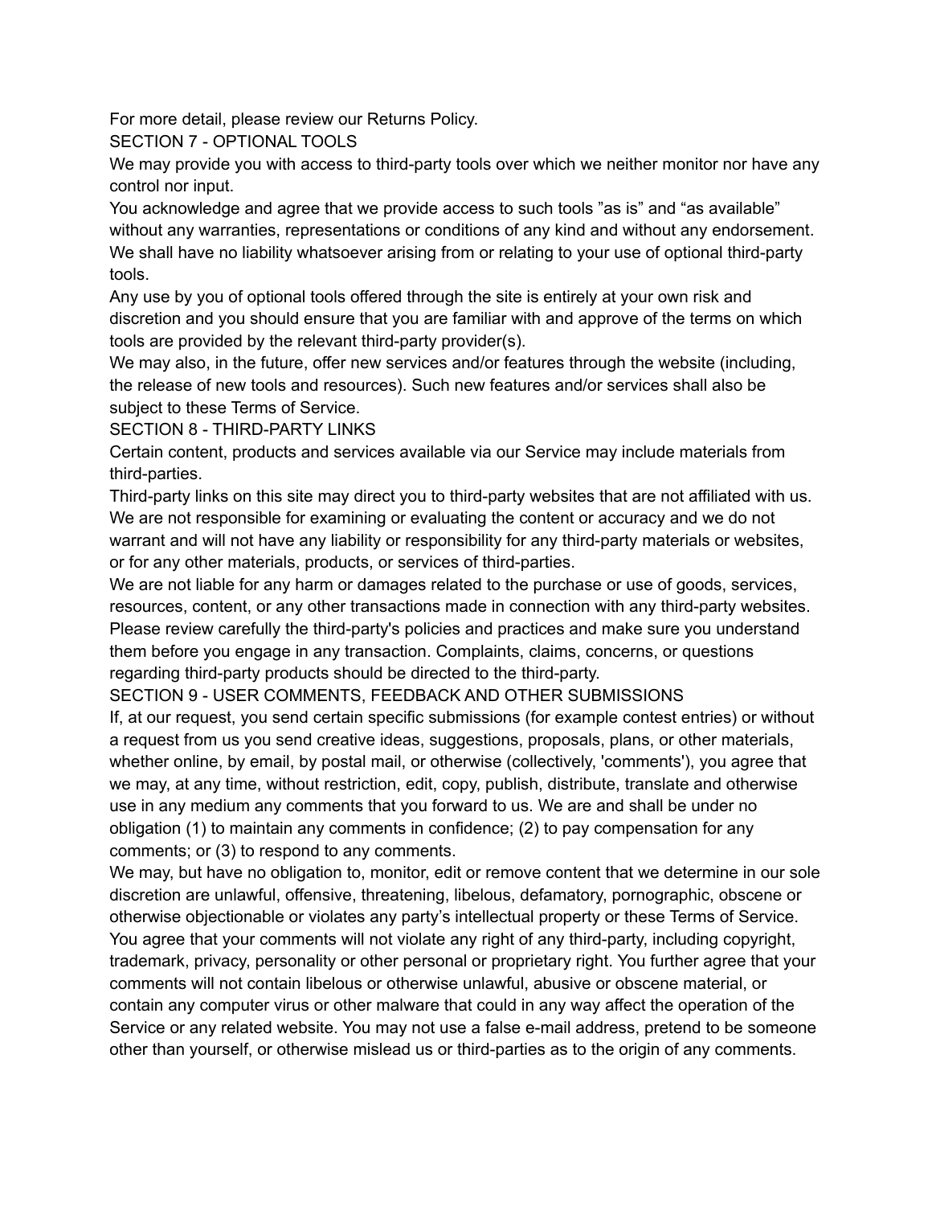For more detail, please review our Returns Policy.

## SECTION 7 - OPTIONAL TOOLS

We may provide you with access to third-party tools over which we neither monitor nor have any control nor input.

You acknowledge and agree that we provide access to such tools ”as is” and “as available” without any warranties, representations or conditions of any kind and without any endorsement. We shall have no liability whatsoever arising from or relating to your use of optional third-party tools.

Any use by you of optional tools offered through the site is entirely at your own risk and discretion and you should ensure that you are familiar with and approve of the terms on which tools are provided by the relevant third-party provider(s).

We may also, in the future, offer new services and/or features through the website (including, the release of new tools and resources). Such new features and/or services shall also be subject to these Terms of Service.

## SECTION 8 - THIRD-PARTY LINKS

Certain content, products and services available via our Service may include materials from third-parties.

Third-party links on this site may direct you to third-party websites that are not affiliated with us. We are not responsible for examining or evaluating the content or accuracy and we do not warrant and will not have any liability or responsibility for any third-party materials or websites, or for any other materials, products, or services of third-parties.

We are not liable for any harm or damages related to the purchase or use of goods, services, resources, content, or any other transactions made in connection with any third-party websites. Please review carefully the third-party's policies and practices and make sure you understand them before you engage in any transaction. Complaints, claims, concerns, or questions regarding third-party products should be directed to the third-party.

## SECTION 9 - USER COMMENTS, FEEDBACK AND OTHER SUBMISSIONS

If, at our request, you send certain specific submissions (for example contest entries) or without a request from us you send creative ideas, suggestions, proposals, plans, or other materials, whether online, by email, by postal mail, or otherwise (collectively, 'comments'), you agree that we may, at any time, without restriction, edit, copy, publish, distribute, translate and otherwise use in any medium any comments that you forward to us. We are and shall be under no obligation (1) to maintain any comments in confidence; (2) to pay compensation for any comments; or (3) to respond to any comments.

We may, but have no obligation to, monitor, edit or remove content that we determine in our sole discretion are unlawful, offensive, threatening, libelous, defamatory, pornographic, obscene or otherwise objectionable or violates any party’s intellectual property or these Terms of Service.

You agree that your comments will not violate any right of any third-party, including copyright, trademark, privacy, personality or other personal or proprietary right. You further agree that your comments will not contain libelous or otherwise unlawful, abusive or obscene material, or contain any computer virus or other malware that could in any way affect the operation of the Service or any related website. You may not use a false e-mail address, pretend to be someone other than yourself, or otherwise mislead us or third-parties as to the origin of any comments.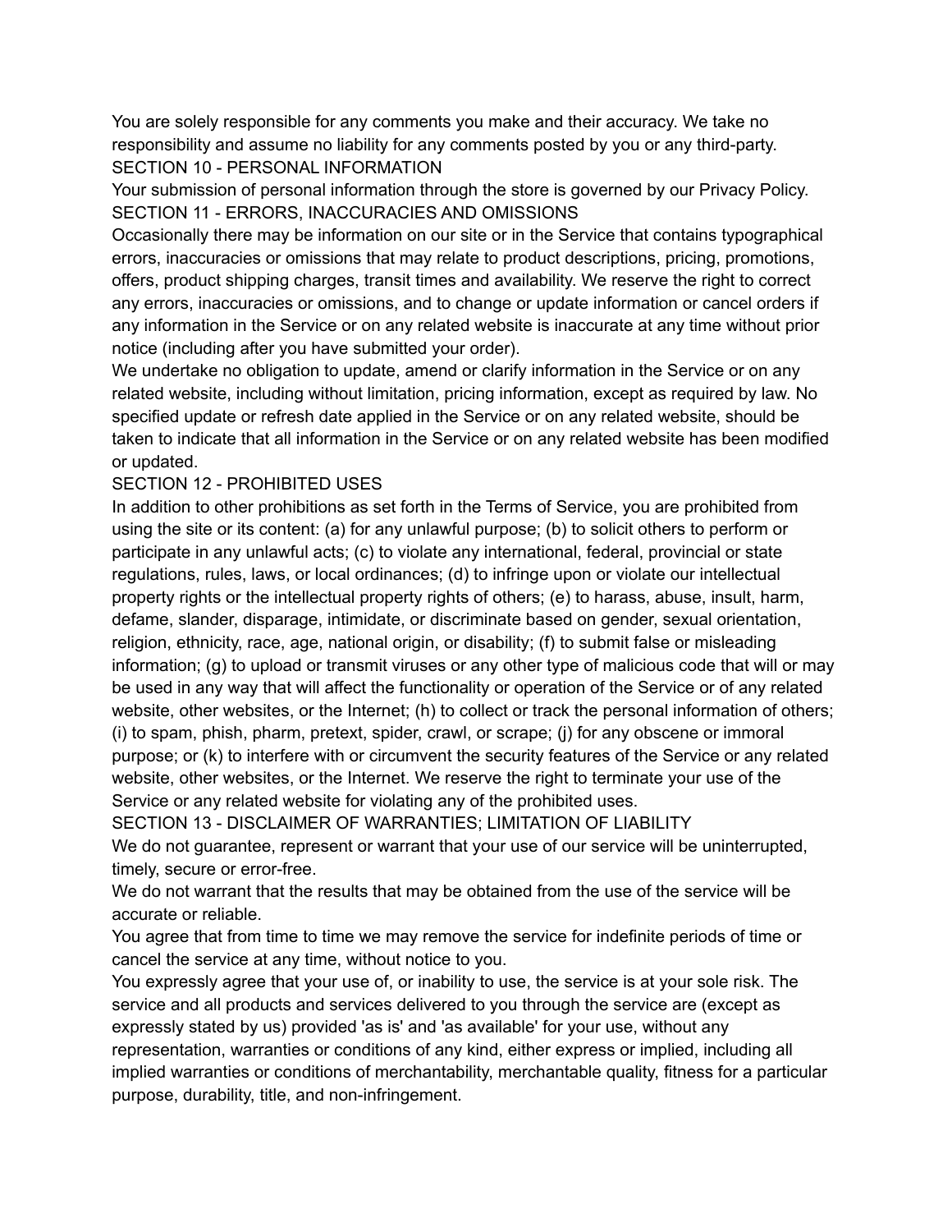You are solely responsible for any comments you make and their accuracy. We take no responsibility and assume no liability for any comments posted by you or any third-party.

## SECTION 10 - PERSONAL INFORMATION

Your submission of personal information through the store is governed by our Privacy Policy.

## SECTION 11 - ERRORS, INACCURACIES AND OMISSIONS

Occasionally there may be information on our site or in the Service that contains typographical errors, inaccuracies or omissions that may relate to product descriptions, pricing, promotions, offers, product shipping charges, transit times and availability. We reserve the right to correct any errors, inaccuracies or omissions, and to change or update information or cancel orders if any information in the Service or on any related website is inaccurate at any time without prior notice (including after you have submitted your order).

We undertake no obligation to update, amend or clarify information in the Service or on any related website, including without limitation, pricing information, except as required by law. No specified update or refresh date applied in the Service or on any related website, should be taken to indicate that all information in the Service or on any related website has been modified or updated.

## SECTION 12 - PROHIBITED USES

In addition to other prohibitions as set forth in the Terms of Service, you are prohibited from using the site or its content: (a) for any unlawful purpose; (b) to solicit others to perform or participate in any unlawful acts; (c) to violate any international, federal, provincial or state regulations, rules, laws, or local ordinances; (d) to infringe upon or violate our intellectual property rights or the intellectual property rights of others; (e) to harass, abuse, insult, harm, defame, slander, disparage, intimidate, or discriminate based on gender, sexual orientation, religion, ethnicity, race, age, national origin, or disability; (f) to submit false or misleading information; (g) to upload or transmit viruses or any other type of malicious code that will or may be used in any way that will affect the functionality or operation of the Service or of any related website, other websites, or the Internet; (h) to collect or track the personal information of others; (i) to spam, phish, pharm, pretext, spider, crawl, or scrape; (j) for any obscene or immoral purpose; or (k) to interfere with or circumvent the security features of the Service or any related website, other websites, or the Internet. We reserve the right to terminate your use of the Service or any related website for violating any of the prohibited uses.

## SECTION 13 - DISCLAIMER OF WARRANTIES; LIMITATION OF LIABILITY

We do not guarantee, represent or warrant that your use of our service will be uninterrupted, timely, secure or error-free.

We do not warrant that the results that may be obtained from the use of the service will be accurate or reliable.

You agree that from time to time we may remove the service for indefinite periods of time or cancel the service at any time, without notice to you.

You expressly agree that your use of, or inability to use, the service is at your sole risk. The service and all products and services delivered to you through the service are (except as expressly stated by us) provided 'as is' and 'as available' for your use, without any representation, warranties or conditions of any kind, either express or implied, including all implied warranties or conditions of merchantability, merchantable quality, fitness for a particular purpose, durability, title, and non-infringement.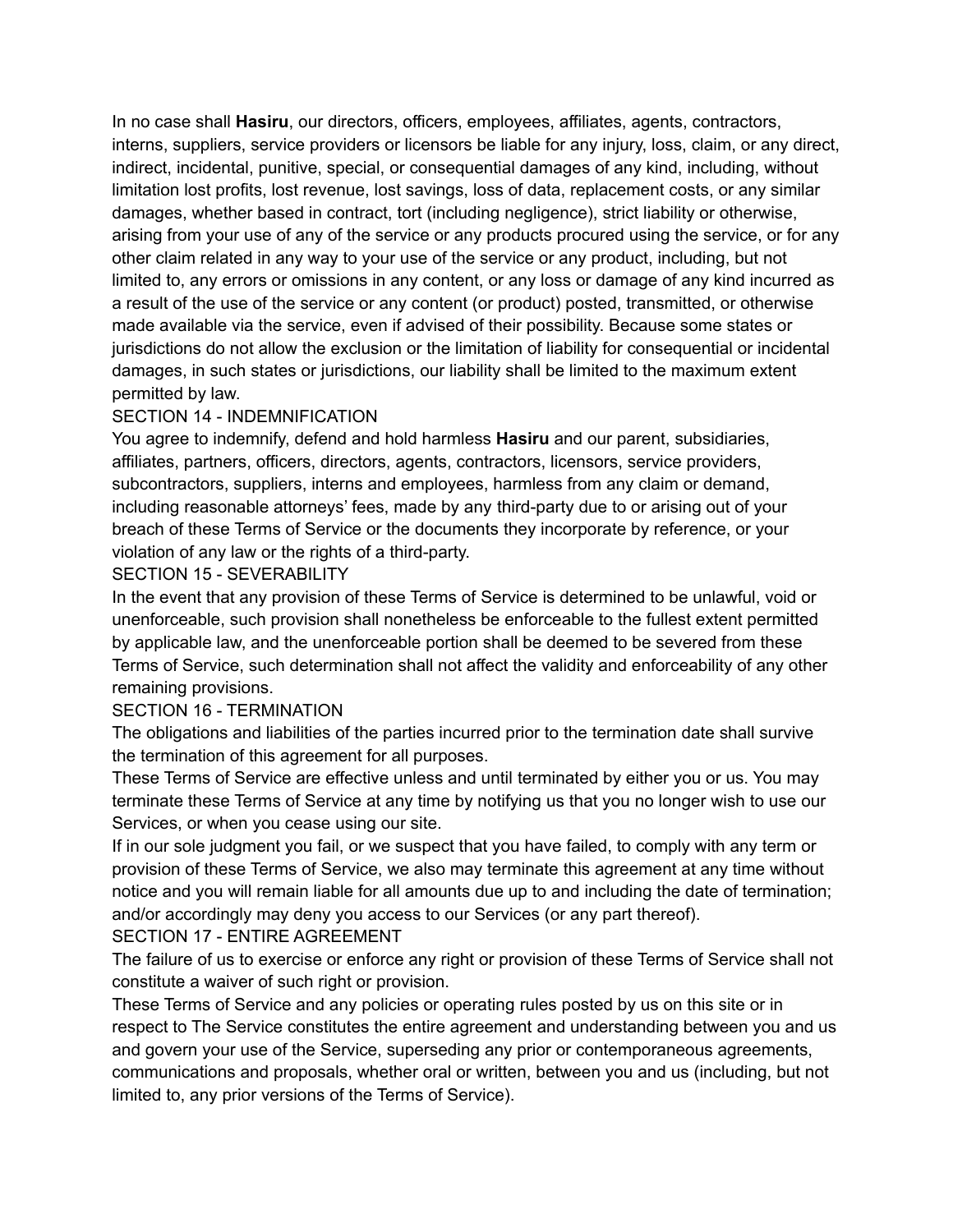In no case shall **Hasiru**, our directors, officers, employees, affiliates, agents, contractors, interns, suppliers, service providers or licensors be liable for any injury, loss, claim, or any direct, indirect, incidental, punitive, special, or consequential damages of any kind, including, without limitation lost profits, lost revenue, lost savings, loss of data, replacement costs, or any similar damages, whether based in contract, tort (including negligence), strict liability or otherwise, arising from your use of any of the service or any products procured using the service, or for any other claim related in any way to your use of the service or any product, including, but not limited to, any errors or omissions in any content, or any loss or damage of any kind incurred as a result of the use of the service or any content (or product) posted, transmitted, or otherwise made available via the service, even if advised of their possibility. Because some states or jurisdictions do not allow the exclusion or the limitation of liability for consequential or incidental damages, in such states or jurisdictions, our liability shall be limited to the maximum extent permitted by law.

## SECTION 14 - INDEMNIFICATION

You agree to indemnify, defend and hold harmless **Hasiru** and our parent, subsidiaries, affiliates, partners, officers, directors, agents, contractors, licensors, service providers, subcontractors, suppliers, interns and employees, harmless from any claim or demand, including reasonable attorneys' fees, made by any third-party due to or arising out of your breach of these Terms of Service or the documents they incorporate by reference, or your violation of any law or the rights of a third-party.

## SECTION 15 - SEVERABILITY

In the event that any provision of these Terms of Service is determined to be unlawful, void or unenforceable, such provision shall nonetheless be enforceable to the fullest extent permitted by applicable law, and the unenforceable portion shall be deemed to be severed from these Terms of Service, such determination shall not affect the validity and enforceability of any other remaining provisions.

## SECTION 16 - TERMINATION

The obligations and liabilities of the parties incurred prior to the termination date shall survive the termination of this agreement for all purposes.

These Terms of Service are effective unless and until terminated by either you or us. You may terminate these Terms of Service at any time by notifying us that you no longer wish to use our Services, or when you cease using our site.

If in our sole judgment you fail, or we suspect that you have failed, to comply with any term or provision of these Terms of Service, we also may terminate this agreement at any time without notice and you will remain liable for all amounts due up to and including the date of termination; and/or accordingly may deny you access to our Services (or any part thereof).

## SECTION 17 - ENTIRE AGREEMENT

The failure of us to exercise or enforce any right or provision of these Terms of Service shall not constitute a waiver of such right or provision.

These Terms of Service and any policies or operating rules posted by us on this site or in respect to The Service constitutes the entire agreement and understanding between you and us and govern your use of the Service, superseding any prior or contemporaneous agreements, communications and proposals, whether oral or written, between you and us (including, but not limited to, any prior versions of the Terms of Service).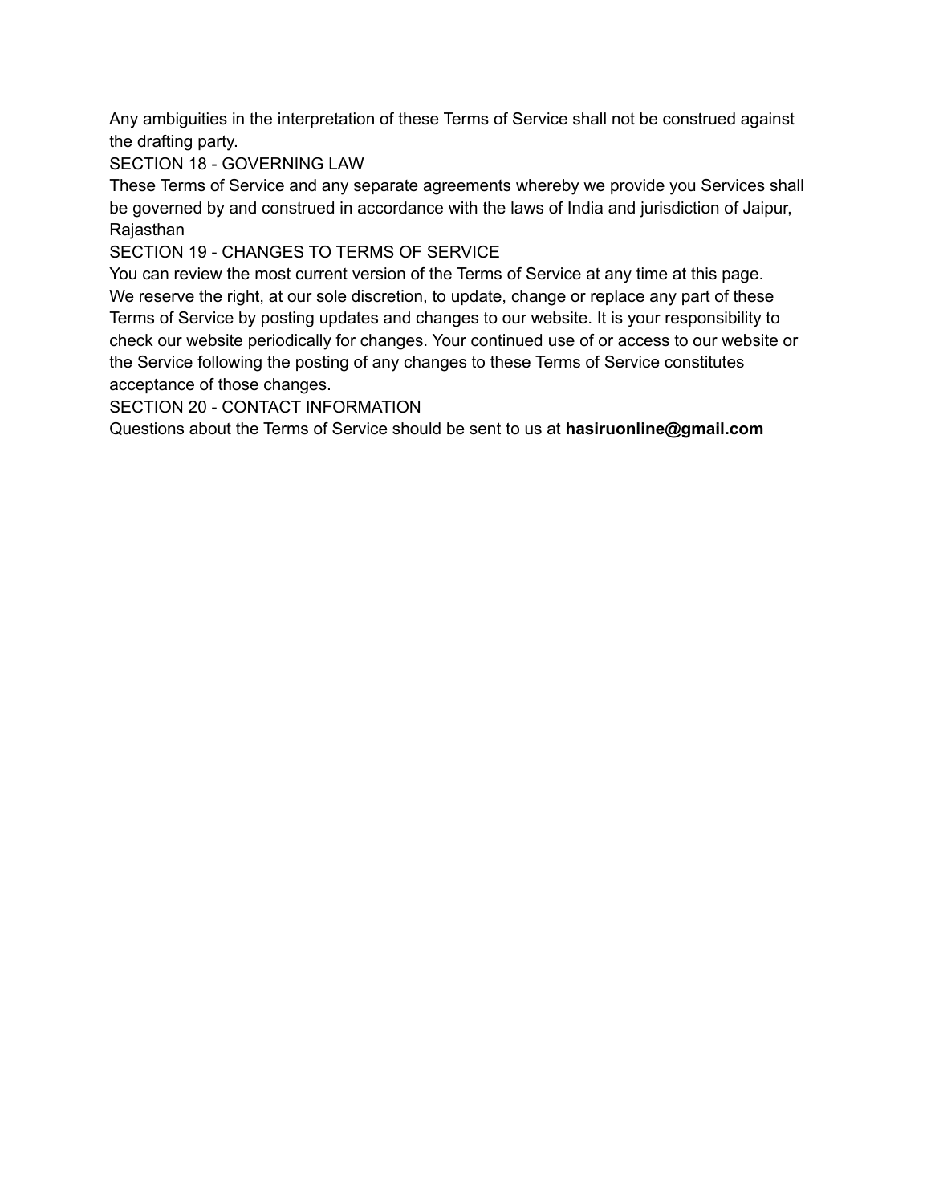Any ambiguities in the interpretation of these Terms of Service shall not be construed against the drafting party.

## SECTION 18 - GOVERNING LAW

These Terms of Service and any separate agreements whereby we provide you Services shall be governed by and construed in accordance with the laws of India and jurisdiction of Jaipur, Rajasthan

## SECTION 19 - CHANGES TO TERMS OF SERVICE

You can review the most current version of the Terms of Service at any time at this page.
We reserve the right, at our sole discretion, to update, change or replace any part of these Terms of Service by posting updates and changes to our website. It is your responsibility to check our website periodically for changes. Your continued use of or access to our website or the Service following the posting of any changes to these Terms of Service constitutes acceptance of those changes.

## SECTION 20 - CONTACT INFORMATION

Questions about the Terms of Service should be sent to us at **hasiruonline@gmail.com**